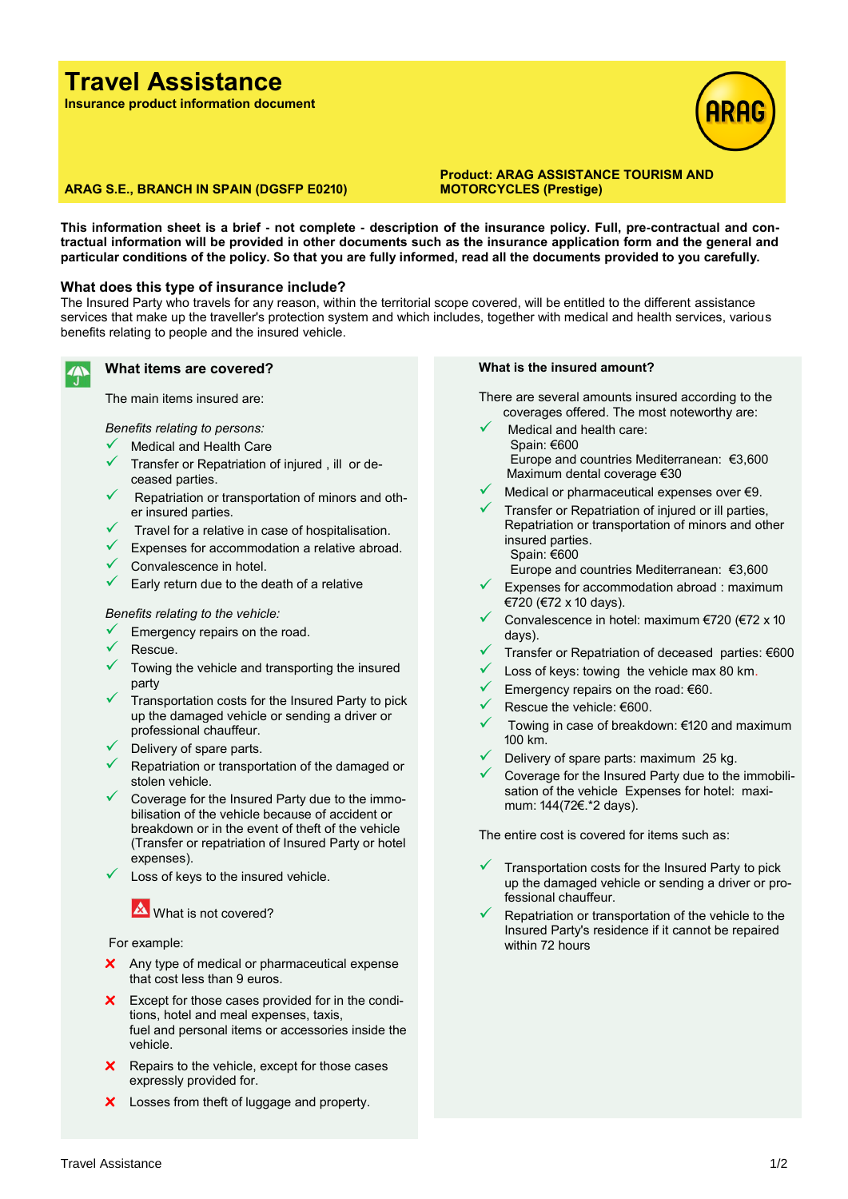# Travel Assistance

**Insurance product information document**

**ARAG S.E., BRANCH IN SPAIN (DGSFP E0210)**

**Product: ARAG ASSISTANCE TOURISM AND MOTORCYCLES (Prestige)**

**This information sheet is a brief - not complete - description of the insurance policy. Full, pre-contractual and contractual information will be provided in other documents such as the insurance application form and the general and particular conditions of the policy. So that you are fully informed, read all the documents provided to you carefully.**

## What does this type of insurance include?

The Insured Party who travels for any reason, within the territorial scope covered, will be entitled to the different assistance services that make up the traveller's protection system and which includes, together with medical and health services, various benefits relating to people and the insured vehicle.

### What items are covered?

The main items insured are:

*Benefits relating to persons:*

- ✓ Medical and Health Care
- ✓ Transfer or Repatriation of injured , ill or deceased parties.
- ✓ Repatriation or transportation of minors and other insured parties.
- ✓ Travel for a relative in case of hospitalisation.
- ✓ Expenses for accommodation a relative abroad.
- ✓ Convalescence in hotel.
- ✓ Early return due to the death of a relative

*Benefits relating to the vehicle:*

- ✓ Emergency repairs on the road.
- ✓ Rescue.
- ✓ Towing the vehicle and transporting the insured party
- ✓ Transportation costs for the Insured Party to pick up the damaged vehicle or sending a driver or professional chauffeur.
- ✓ Delivery of spare parts.
- ✓ Repatriation or transportation of the damaged or stolen vehicle.
- ✓ Coverage for the Insured Party due to the immobilisation of the vehicle because of accident or breakdown or in the event of theft of the vehicle (Transfer or repatriation of Insured Party or hotel expenses).
- ✓ Loss of keys to the insured vehicle.

### What is not covered?

For example:

- ✗ Any type of medical or pharmaceutical expense that cost less than 9 euros.
- ✗ Except for those cases provided for in the conditions, hotel and meal expenses, taxis, fuel and personal items or accessories inside the vehicle.
- ✗ Repairs to the vehicle, except for those cases expressly provided for.
- ✗ Losses from theft of luggage and property.

### What is the insured amount?

There are several amounts insured according to the coverages offered. The most noteworthy are:

- ✓ Medical and health care:
  Spain: €600
  Europe and countries Mediterranean: €3,600
  Maximum dental coverage €30
- ✓ Medical or pharmaceutical expenses over €9.
- ✓ Transfer or Repatriation of injured or ill parties, Repatriation or transportation of minors and other insured parties.
  Spain: €600
  Europe and countries Mediterranean: €3,600
- ✓ Expenses for accommodation abroad : maximum €720 (€72 x 10 days).
- ✓ Convalescence in hotel: maximum €720 (€72 x 10 days).
- ✓ Transfer or Repatriation of deceased parties: €600
- ✓ Loss of keys: towing the vehicle max 80 km.
- ✓ Emergency repairs on the road: €60.
- ✓ Rescue the vehicle: €600.
- ✓ Towing in case of breakdown: €120 and maximum 100 km.
- ✓ Delivery of spare parts: maximum 25 kg.
- ✓ Coverage for the Insured Party due to the immobilisation of the vehicle Expenses for hotel: maximum: 144(72€.*2 days).

The entire cost is covered for items such as:

- ✓ Transportation costs for the Insured Party to pick up the damaged vehicle or sending a driver or professional chauffeur.
- ✓ Repatriation or transportation of the vehicle to the Insured Party's residence if it cannot be repaired within 72 hours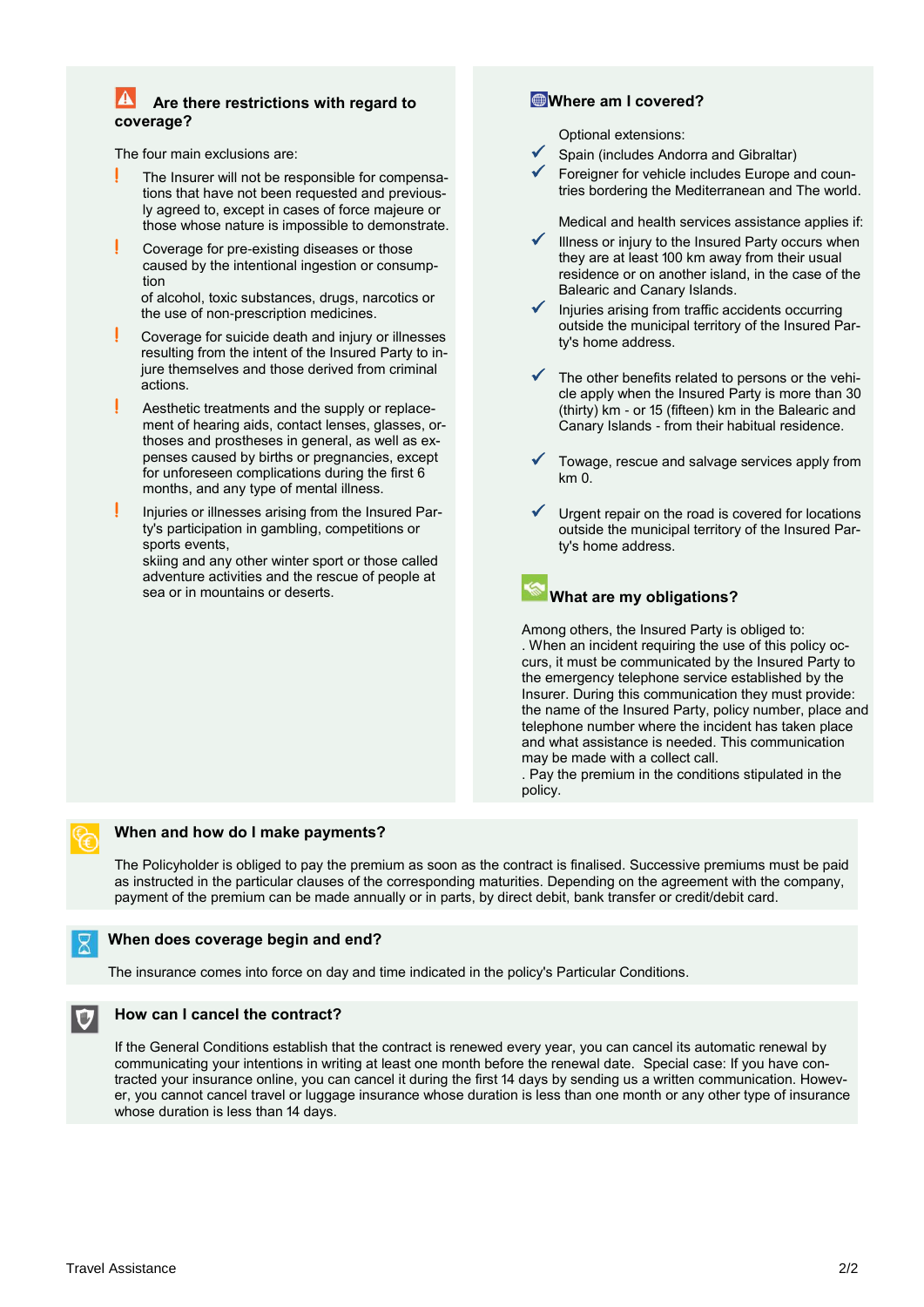## Are there restrictions with regard to coverage?

The four main exclusions are:

- The Insurer will not be responsible for compensations that have not been requested and previously agreed to, except in cases of force majeure or those whose nature is impossible to demonstrate.
- Coverage for pre-existing diseases or those caused by the intentional ingestion or consumption of alcohol, toxic substances, drugs, narcotics or the use of non-prescription medicines.
- Coverage for suicide death and injury or illnesses resulting from the intent of the Insured Party to injure themselves and those derived from criminal actions.
- Aesthetic treatments and the supply or replacement of hearing aids, contact lenses, glasses, orthoses and prostheses in general, as well as expenses caused by births or pregnancies, except for unforeseen complications during the first 6 months, and any type of mental illness.
- Injuries or illnesses arising from the Insured Party's participation in gambling, competitions or sports events, skiing and any other winter sport or those called adventure activities and the rescue of people at sea or in mountains or deserts.

## Where am I covered?

Optional extensions:

- ✓ Spain (includes Andorra and Gibraltar)
- ✓ Foreigner for vehicle includes Europe and countries bordering the Mediterranean and The world.

Medical and health services assistance applies if:

- ✓ Illness or injury to the Insured Party occurs when they are at least 100 km away from their usual residence or on another island, in the case of the Balearic and Canary Islands.
- ✓ Injuries arising from traffic accidents occurring outside the municipal territory of the Insured Party's home address.
- ✓ The other benefits related to persons or the vehicle apply when the Insured Party is more than 30 (thirty) km - or 15 (fifteen) km in the Balearic and Canary Islands - from their habitual residence.
- ✓ Towage, rescue and salvage services apply from km 0.
- ✓ Urgent repair on the road is covered for locations outside the municipal territory of the Insured Party's home address.

## What are my obligations?

Among others, the Insured Party is obliged to:
. When an incident requiring the use of this policy occurs, it must be communicated by the Insured Party to the emergency telephone service established by the Insurer. During this communication they must provide: the name of the Insured Party, policy number, place and telephone number where the incident has taken place and what assistance is needed. This communication may be made with a collect call.
. Pay the premium in the conditions stipulated in the policy.

## When and how do I make payments?

The Policyholder is obliged to pay the premium as soon as the contract is finalised. Successive premiums must be paid as instructed in the particular clauses of the corresponding maturities. Depending on the agreement with the company, payment of the premium can be made annually or in parts, by direct debit, bank transfer or credit/debit card.

## When does coverage begin and end?

The insurance comes into force on day and time indicated in the policy's Particular Conditions.

## How can I cancel the contract?

If the General Conditions establish that the contract is renewed every year, you can cancel its automatic renewal by communicating your intentions in writing at least one month before the renewal date. Special case: If you have contracted your insurance online, you can cancel it during the first 14 days by sending us a written communication. However, you cannot cancel travel or luggage insurance whose duration is less than one month or any other type of insurance whose duration is less than 14 days.